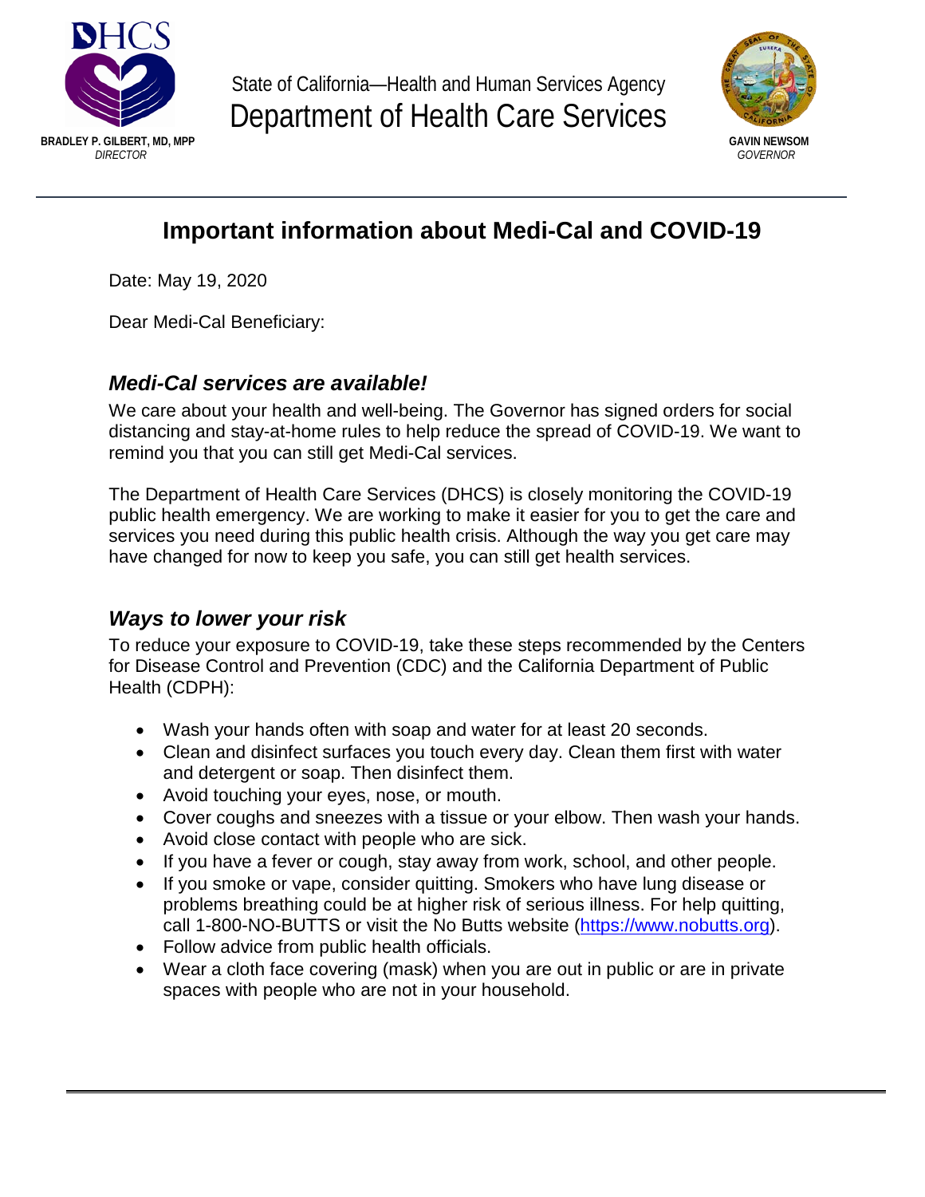BRADLEY P. GILBERT, MD, MPP
*DIRECTOR*

State of California—Health and Human Services Agency
Department of Health Care Services

GAVIN NEWSOM
*GOVERNOR*

# Important information about Medi-Cal and COVID-19

Date: May 19, 2020

Dear Medi-Cal Beneficiary:

## *Medi-Cal services are available!*

We care about your health and well-being. The Governor has signed orders for social distancing and stay-at-home rules to help reduce the spread of COVID-19. We want to remind you that you can still get Medi-Cal services.

The Department of Health Care Services (DHCS) is closely monitoring the COVID-19 public health emergency. We are working to make it easier for you to get the care and services you need during this public health crisis. Although the way you get care may have changed for now to keep you safe, you can still get health services.

## *Ways to lower your risk*

To reduce your exposure to COVID-19, take these steps recommended by the Centers for Disease Control and Prevention (CDC) and the California Department of Public Health (CDPH):

- Wash your hands often with soap and water for at least 20 seconds.
- Clean and disinfect surfaces you touch every day. Clean them first with water and detergent or soap. Then disinfect them.
- Avoid touching your eyes, nose, or mouth.
- Cover coughs and sneezes with a tissue or your elbow. Then wash your hands.
- Avoid close contact with people who are sick.
- If you have a fever or cough, stay away from work, school, and other people.
- If you smoke or vape, consider quitting. Smokers who have lung disease or problems breathing could be at higher risk of serious illness. For help quitting, call 1-800-NO-BUTTS or visit the No Butts website (https://www.nobutts.org).
- Follow advice from public health officials.
- Wear a cloth face covering (mask) when you are out in public or are in private spaces with people who are not in your household.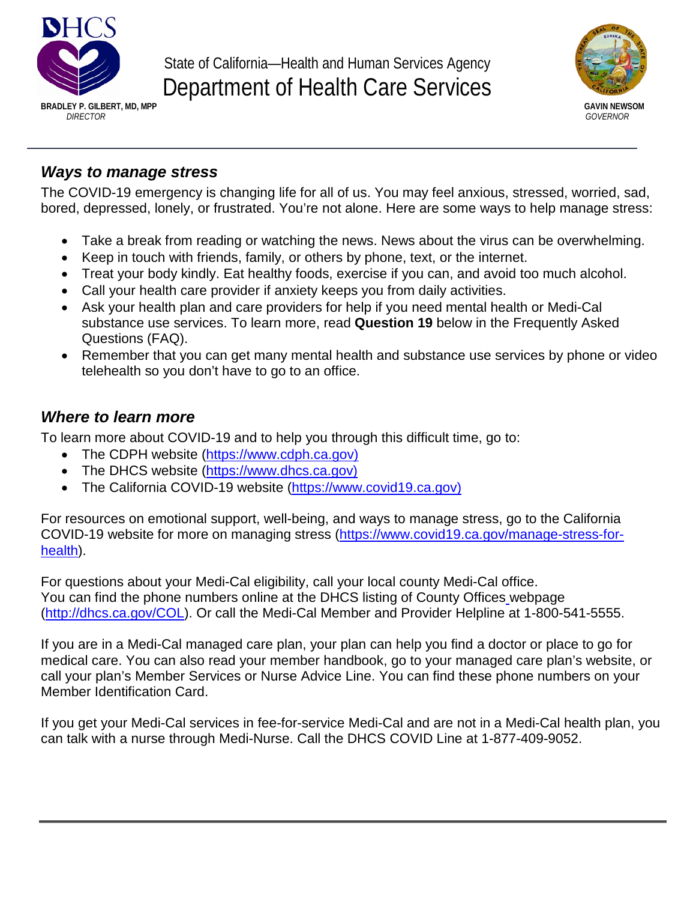State of California—Health and Human Services Agency

Department of Health Care Services

BRADLEY P. GILBERT, MD, MPP
*DIRECTOR*

GAVIN NEWSOM
*GOVERNOR*

---

## *Ways to manage stress*

The COVID-19 emergency is changing life for all of us. You may feel anxious, stressed, worried, sad, bored, depressed, lonely, or frustrated. You're not alone. Here are some ways to help manage stress:

- Take a break from reading or watching the news. News about the virus can be overwhelming.
- Keep in touch with friends, family, or others by phone, text, or the internet.
- Treat your body kindly. Eat healthy foods, exercise if you can, and avoid too much alcohol.
- Call your health care provider if anxiety keeps you from daily activities.
- Ask your health plan and care providers for help if you need mental health or Medi-Cal substance use services. To learn more, read **Question 19** below in the Frequently Asked Questions (FAQ).
- Remember that you can get many mental health and substance use services by phone or video telehealth so you don't have to go to an office.

## *Where to learn more*

To learn more about COVID-19 and to help you through this difficult time, go to:

- The CDPH website (https://www.cdph.ca.gov)
- The DHCS website (https://www.dhcs.ca.gov)
- The California COVID-19 website (https://www.covid19.ca.gov)

For resources on emotional support, well-being, and ways to manage stress, go to the California COVID-19 website for more on managing stress (https://www.covid19.ca.gov/manage-stress-for-health).

For questions about your Medi-Cal eligibility, call your local county Medi-Cal office. You can find the phone numbers online at the DHCS listing of County Offices webpage (http://dhcs.ca.gov/COL). Or call the Medi-Cal Member and Provider Helpline at 1-800-541-5555.

If you are in a Medi-Cal managed care plan, your plan can help you find a doctor or place to go for medical care. You can also read your member handbook, go to your managed care plan's website, or call your plan's Member Services or Nurse Advice Line. You can find these phone numbers on your Member Identification Card.

If you get your Medi-Cal services in fee-for-service Medi-Cal and are not in a Medi-Cal health plan, you can talk with a nurse through Medi-Nurse. Call the DHCS COVID Line at 1-877-409-9052.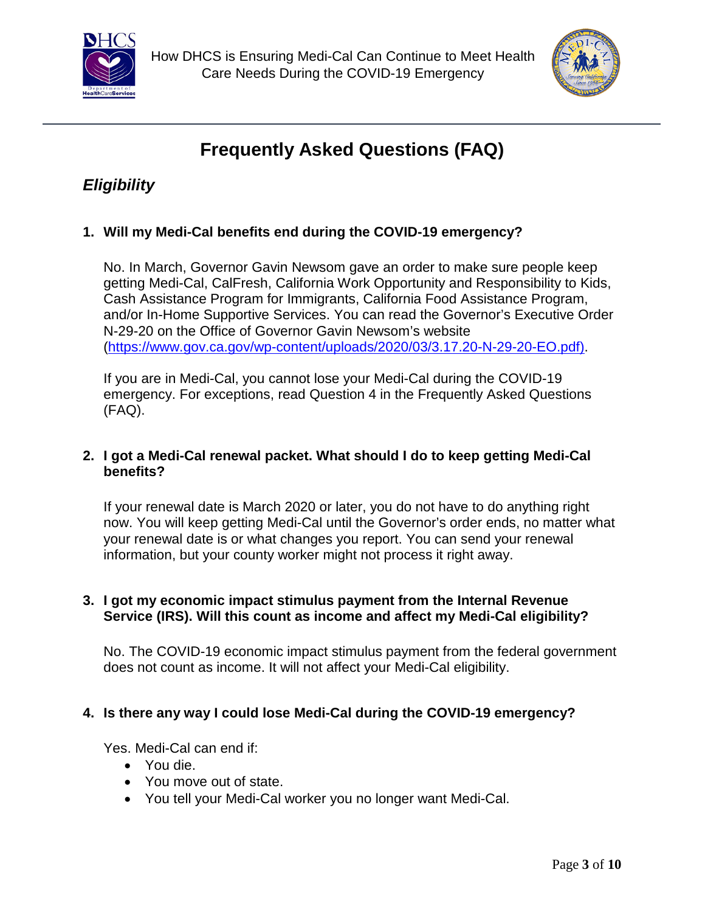# Frequently Asked Questions (FAQ)

## *Eligibility*

**1. Will my Medi-Cal benefits end during the COVID-19 emergency?**

No. In March, Governor Gavin Newsom gave an order to make sure people keep getting Medi-Cal, CalFresh, California Work Opportunity and Responsibility to Kids, Cash Assistance Program for Immigrants, California Food Assistance Program, and/or In-Home Supportive Services. You can read the Governor's Executive Order N-29-20 on the Office of Governor Gavin Newsom's website (https://www.gov.ca.gov/wp-content/uploads/2020/03/3.17.20-N-29-20-EO.pdf).

If you are in Medi-Cal, you cannot lose your Medi-Cal during the COVID-19 emergency. For exceptions, read Question 4 in the Frequently Asked Questions (FAQ).

**2. I got a Medi-Cal renewal packet. What should I do to keep getting Medi-Cal benefits?**

If your renewal date is March 2020 or later, you do not have to do anything right now. You will keep getting Medi-Cal until the Governor's order ends, no matter what your renewal date is or what changes you report. You can send your renewal information, but your county worker might not process it right away.

**3. I got my economic impact stimulus payment from the Internal Revenue Service (IRS). Will this count as income and affect my Medi-Cal eligibility?**

No. The COVID-19 economic impact stimulus payment from the federal government does not count as income. It will not affect your Medi-Cal eligibility.

**4. Is there any way I could lose Medi-Cal during the COVID-19 emergency?**

Yes. Medi-Cal can end if:

- You die.
- You move out of state.
- You tell your Medi-Cal worker you no longer want Medi-Cal.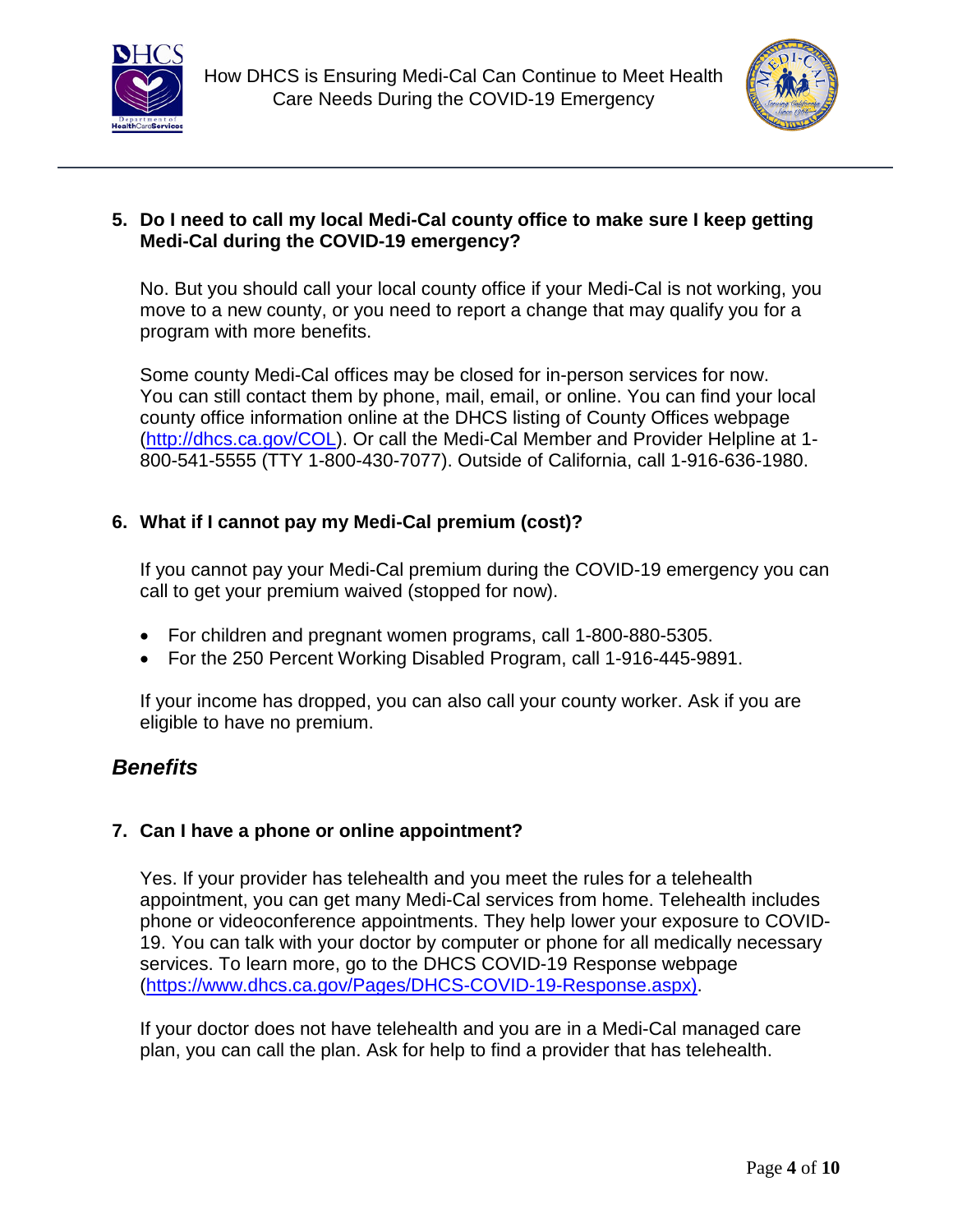**5. Do I need to call my local Medi-Cal county office to make sure I keep getting Medi-Cal during the COVID-19 emergency?**

No. But you should call your local county office if your Medi-Cal is not working, you move to a new county, or you need to report a change that may qualify you for a program with more benefits.

Some county Medi-Cal offices may be closed for in-person services for now. You can still contact them by phone, mail, email, or online. You can find your local county office information online at the DHCS listing of County Offices webpage (http://dhcs.ca.gov/COL). Or call the Medi-Cal Member and Provider Helpline at 1-800-541-5555 (TTY 1-800-430-7077). Outside of California, call 1-916-636-1980.

**6. What if I cannot pay my Medi-Cal premium (cost)?**

If you cannot pay your Medi-Cal premium during the COVID-19 emergency you can call to get your premium waived (stopped for now).

- For children and pregnant women programs, call 1-800-880-5305.
- For the 250 Percent Working Disabled Program, call 1-916-445-9891.

If your income has dropped, you can also call your county worker. Ask if you are eligible to have no premium.

## *Benefits*

**7. Can I have a phone or online appointment?**

Yes. If your provider has telehealth and you meet the rules for a telehealth appointment, you can get many Medi-Cal services from home. Telehealth includes phone or videoconference appointments. They help lower your exposure to COVID-19. You can talk with your doctor by computer or phone for all medically necessary services. To learn more, go to the DHCS COVID-19 Response webpage (https://www.dhcs.ca.gov/Pages/DHCS-COVID-19-Response.aspx).

If your doctor does not have telehealth and you are in a Medi-Cal managed care plan, you can call the plan. Ask for help to find a provider that has telehealth.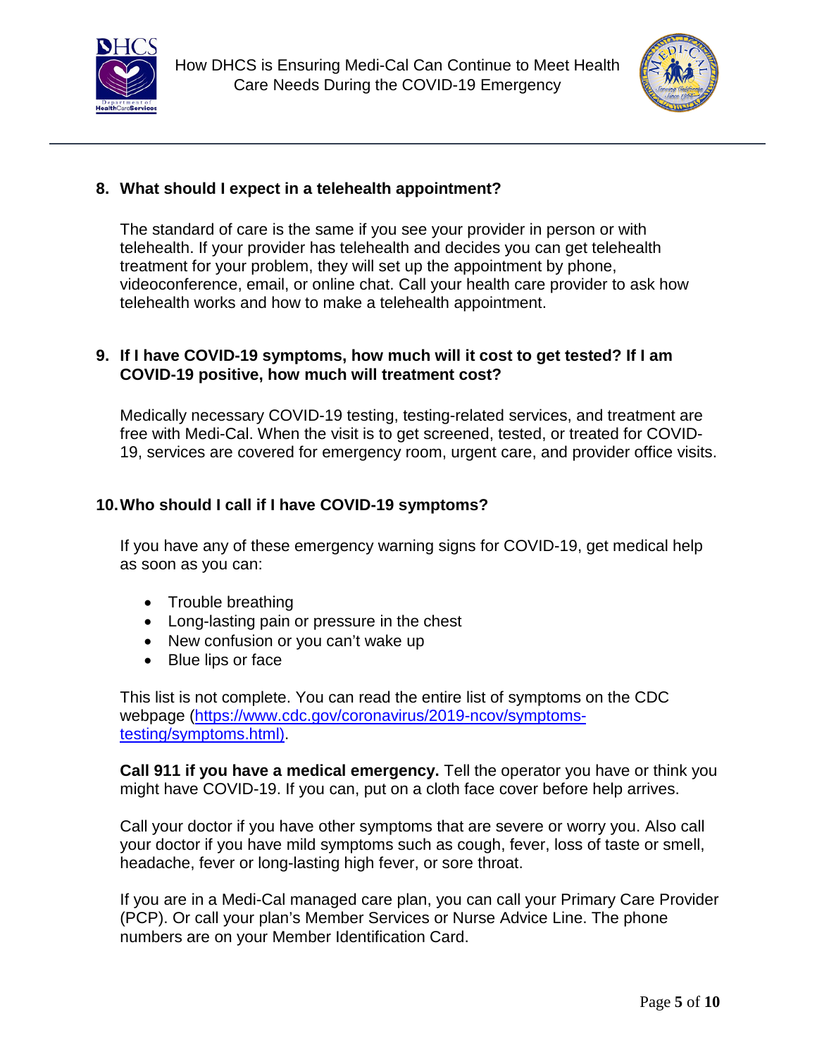## 8. What should I expect in a telehealth appointment?

The standard of care is the same if you see your provider in person or with telehealth. If your provider has telehealth and decides you can get telehealth treatment for your problem, they will set up the appointment by phone, videoconference, email, or online chat. Call your health care provider to ask how telehealth works and how to make a telehealth appointment.

## 9. If I have COVID-19 symptoms, how much will it cost to get tested? If I am COVID-19 positive, how much will treatment cost?

Medically necessary COVID-19 testing, testing-related services, and treatment are free with Medi-Cal. When the visit is to get screened, tested, or treated for COVID-19, services are covered for emergency room, urgent care, and provider office visits.

## 10. Who should I call if I have COVID-19 symptoms?

If you have any of these emergency warning signs for COVID-19, get medical help as soon as you can:

- Trouble breathing
- Long-lasting pain or pressure in the chest
- New confusion or you can't wake up
- Blue lips or face

This list is not complete. You can read the entire list of symptoms on the CDC webpage (https://www.cdc.gov/coronavirus/2019-ncov/symptoms-testing/symptoms.html).

**Call 911 if you have a medical emergency.** Tell the operator you have or think you might have COVID-19. If you can, put on a cloth face cover before help arrives.

Call your doctor if you have other symptoms that are severe or worry you. Also call your doctor if you have mild symptoms such as cough, fever, loss of taste or smell, headache, fever or long-lasting high fever, or sore throat.

If you are in a Medi-Cal managed care plan, you can call your Primary Care Provider (PCP). Or call your plan's Member Services or Nurse Advice Line. The phone numbers are on your Member Identification Card.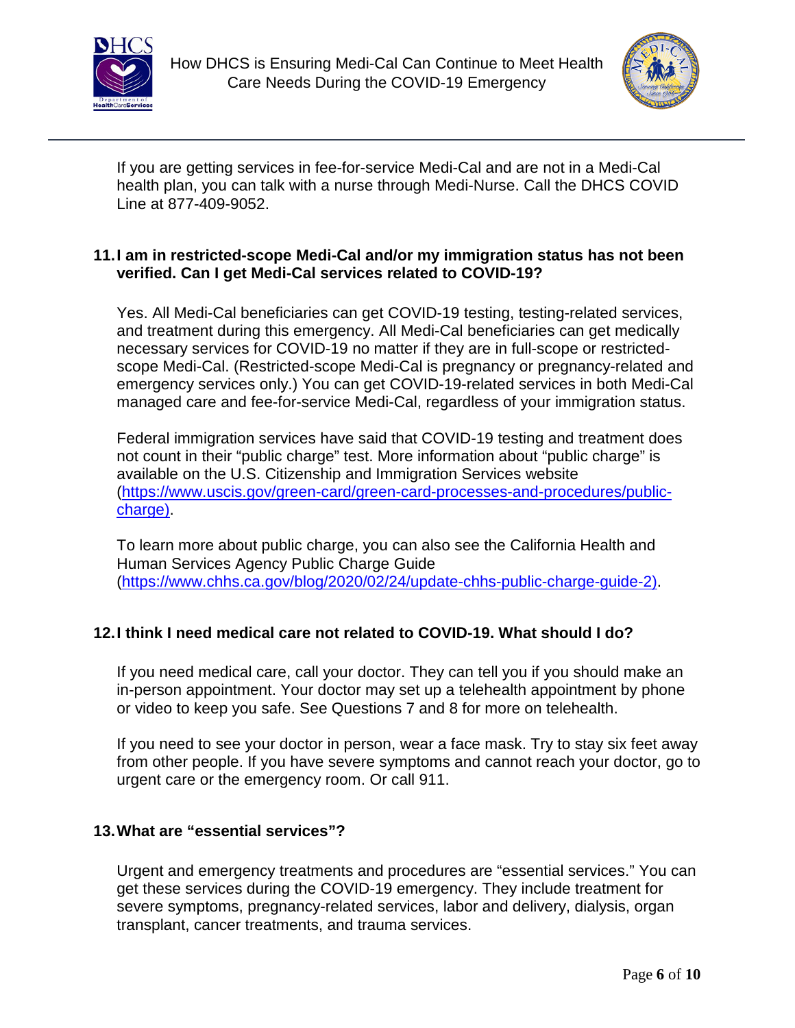If you are getting services in fee-for-service Medi-Cal and are not in a Medi-Cal health plan, you can talk with a nurse through Medi-Nurse. Call the DHCS COVID Line at 877-409-9052.

### 11. I am in restricted-scope Medi-Cal and/or my immigration status has not been verified. Can I get Medi-Cal services related to COVID-19?

Yes. All Medi-Cal beneficiaries can get COVID-19 testing, testing-related services, and treatment during this emergency. All Medi-Cal beneficiaries can get medically necessary services for COVID-19 no matter if they are in full-scope or restricted-scope Medi-Cal. (Restricted-scope Medi-Cal is pregnancy or pregnancy-related and emergency services only.) You can get COVID-19-related services in both Medi-Cal managed care and fee-for-service Medi-Cal, regardless of your immigration status.

Federal immigration services have said that COVID-19 testing and treatment does not count in their "public charge" test. More information about "public charge" is available on the U.S. Citizenship and Immigration Services website (https://www.uscis.gov/green-card/green-card-processes-and-procedures/public-charge).

To learn more about public charge, you can also see the California Health and Human Services Agency Public Charge Guide (https://www.chhs.ca.gov/blog/2020/02/24/update-chhs-public-charge-guide-2).

### 12. I think I need medical care not related to COVID-19. What should I do?

If you need medical care, call your doctor. They can tell you if you should make an in-person appointment. Your doctor may set up a telehealth appointment by phone or video to keep you safe. See Questions 7 and 8 for more on telehealth.

If you need to see your doctor in person, wear a face mask. Try to stay six feet away from other people. If you have severe symptoms and cannot reach your doctor, go to urgent care or the emergency room. Or call 911.

### 13. What are "essential services"?

Urgent and emergency treatments and procedures are "essential services." You can get these services during the COVID-19 emergency. They include treatment for severe symptoms, pregnancy-related services, labor and delivery, dialysis, organ transplant, cancer treatments, and trauma services.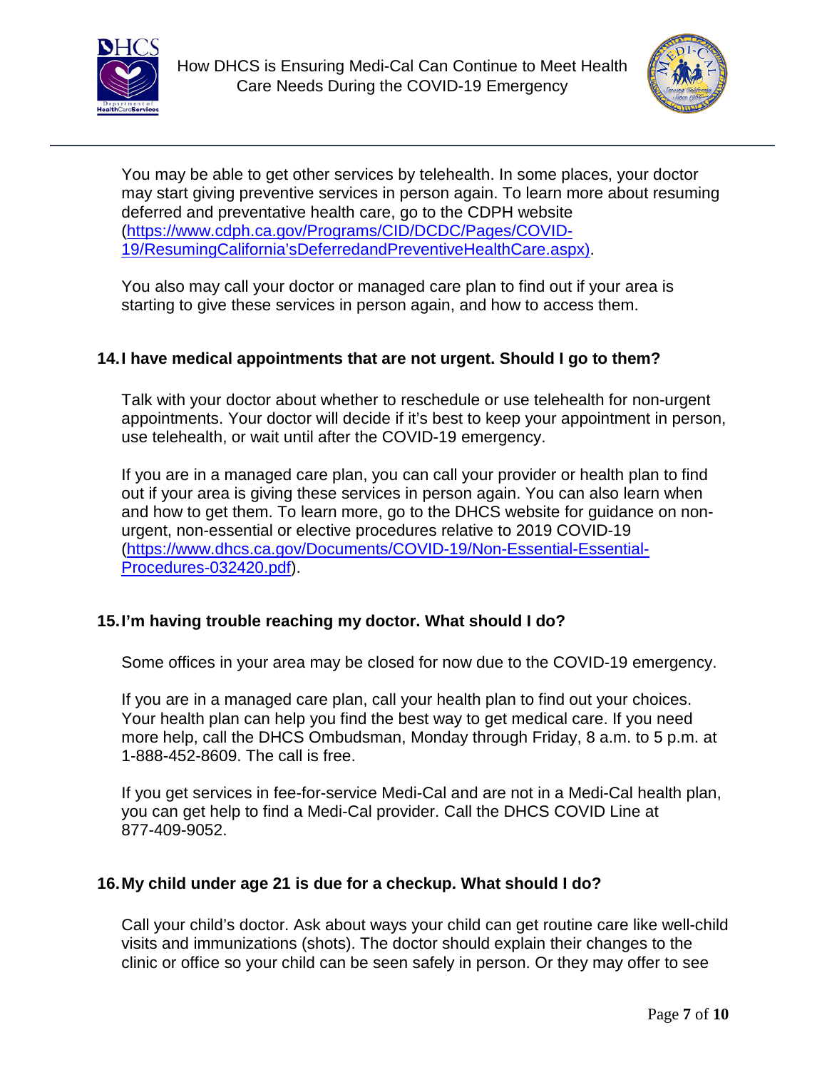You may be able to get other services by telehealth. In some places, your doctor may start giving preventive services in person again. To learn more about resuming deferred and preventative health care, go to the CDPH website (https://www.cdph.ca.gov/Programs/CID/DCDC/Pages/COVID-19/ResumingCalifornia'sDeferredandPreventiveHealthCare.aspx).

You also may call your doctor or managed care plan to find out if your area is starting to give these services in person again, and how to access them.

### 14. I have medical appointments that are not urgent. Should I go to them?

Talk with your doctor about whether to reschedule or use telehealth for non-urgent appointments. Your doctor will decide if it's best to keep your appointment in person, use telehealth, or wait until after the COVID-19 emergency.

If you are in a managed care plan, you can call your provider or health plan to find out if your area is giving these services in person again. You can also learn when and how to get them. To learn more, go to the DHCS website for guidance on non-urgent, non-essential or elective procedures relative to 2019 COVID-19 (https://www.dhcs.ca.gov/Documents/COVID-19/Non-Essential-Essential-Procedures-032420.pdf).

### 15. I'm having trouble reaching my doctor. What should I do?

Some offices in your area may be closed for now due to the COVID-19 emergency.

If you are in a managed care plan, call your health plan to find out your choices. Your health plan can help you find the best way to get medical care. If you need more help, call the DHCS Ombudsman, Monday through Friday, 8 a.m. to 5 p.m. at 1-888-452-8609. The call is free.

If you get services in fee-for-service Medi-Cal and are not in a Medi-Cal health plan, you can get help to find a Medi-Cal provider. Call the DHCS COVID Line at 877-409-9052.

### 16. My child under age 21 is due for a checkup. What should I do?

Call your child's doctor. Ask about ways your child can get routine care like well-child visits and immunizations (shots). The doctor should explain their changes to the clinic or office so your child can be seen safely in person. Or they may offer to see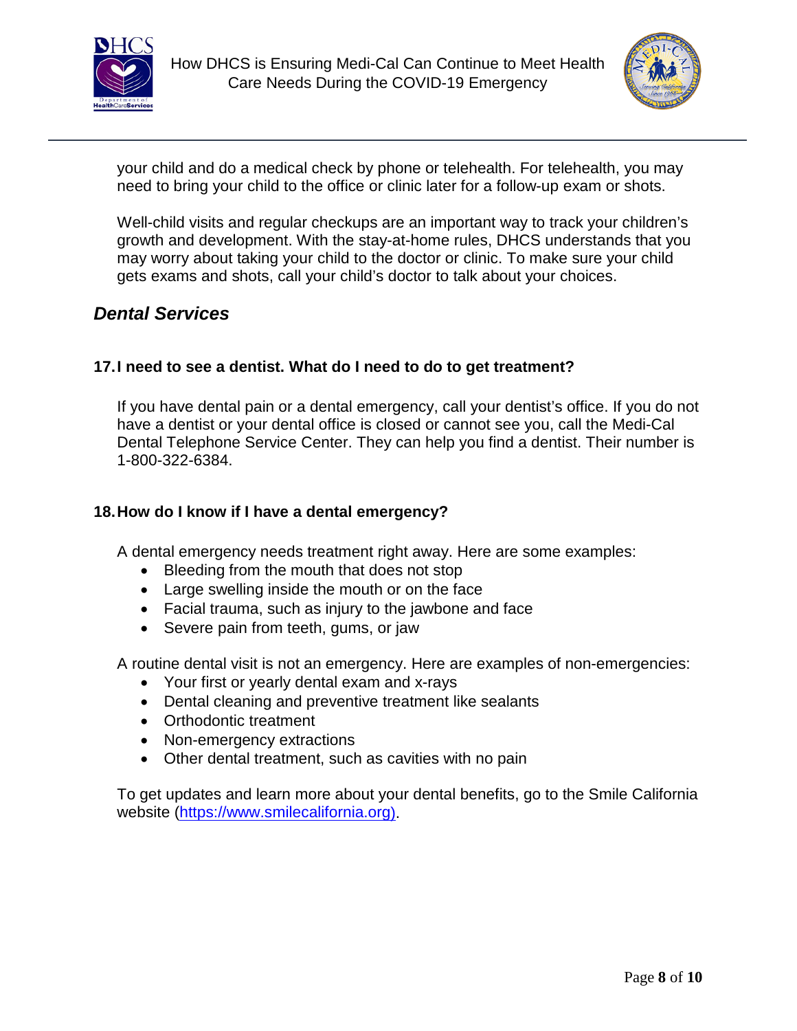your child and do a medical check by phone or telehealth. For telehealth, you may need to bring your child to the office or clinic later for a follow-up exam or shots.

Well-child visits and regular checkups are an important way to track your children's growth and development. With the stay-at-home rules, DHCS understands that you may worry about taking your child to the doctor or clinic. To make sure your child gets exams and shots, call your child's doctor to talk about your choices.

## *Dental Services*

### 17. I need to see a dentist. What do I need to do to get treatment?

If you have dental pain or a dental emergency, call your dentist's office. If you do not have a dentist or your dental office is closed or cannot see you, call the Medi-Cal Dental Telephone Service Center. They can help you find a dentist. Their number is 1-800-322-6384.

### 18. How do I know if I have a dental emergency?

A dental emergency needs treatment right away. Here are some examples:

- Bleeding from the mouth that does not stop
- Large swelling inside the mouth or on the face
- Facial trauma, such as injury to the jawbone and face
- Severe pain from teeth, gums, or jaw

A routine dental visit is not an emergency. Here are examples of non-emergencies:

- Your first or yearly dental exam and x-rays
- Dental cleaning and preventive treatment like sealants
- Orthodontic treatment
- Non-emergency extractions
- Other dental treatment, such as cavities with no pain

To get updates and learn more about your dental benefits, go to the Smile California website (https://www.smilecalifornia.org).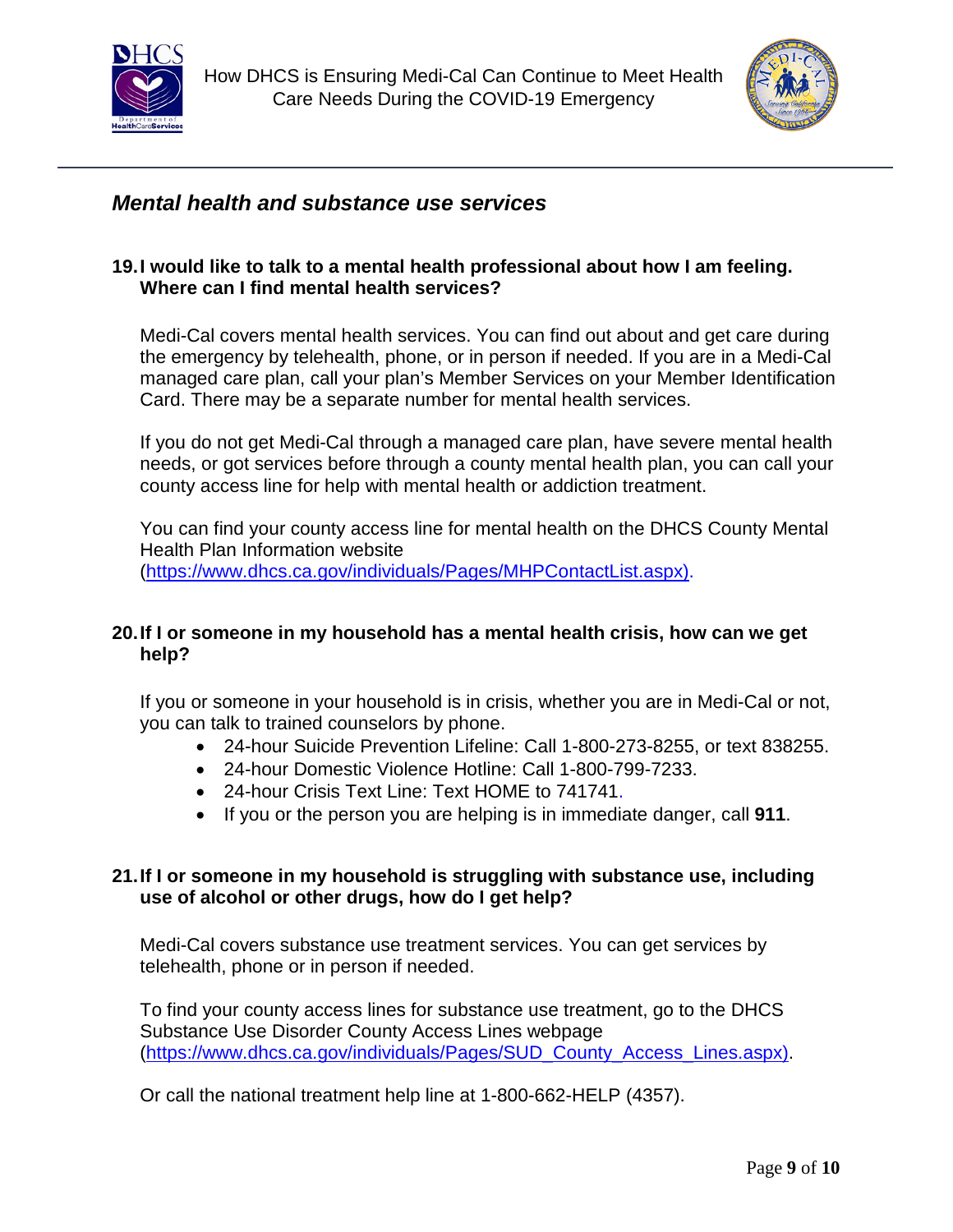## *Mental health and substance use services*

### 19. I would like to talk to a mental health professional about how I am feeling. Where can I find mental health services?

Medi-Cal covers mental health services. You can find out about and get care during the emergency by telehealth, phone, or in person if needed. If you are in a Medi-Cal managed care plan, call your plan's Member Services on your Member Identification Card. There may be a separate number for mental health services.

If you do not get Medi-Cal through a managed care plan, have severe mental health needs, or got services before through a county mental health plan, you can call your county access line for help with mental health or addiction treatment.

You can find your county access line for mental health on the DHCS County Mental Health Plan Information website (https://www.dhcs.ca.gov/individuals/Pages/MHPContactList.aspx).

### 20. If I or someone in my household has a mental health crisis, how can we get help?

If you or someone in your household is in crisis, whether you are in Medi-Cal or not, you can talk to trained counselors by phone.

- 24-hour Suicide Prevention Lifeline: Call 1-800-273-8255, or text 838255.
- 24-hour Domestic Violence Hotline: Call 1-800-799-7233.
- 24-hour Crisis Text Line: Text HOME to 741741.
- If you or the person you are helping is in immediate danger, call **911**.

### 21. If I or someone in my household is struggling with substance use, including use of alcohol or other drugs, how do I get help?

Medi-Cal covers substance use treatment services. You can get services by telehealth, phone or in person if needed.

To find your county access lines for substance use treatment, go to the DHCS Substance Use Disorder County Access Lines webpage (https://www.dhcs.ca.gov/individuals/Pages/SUD_County_Access_Lines.aspx).

Or call the national treatment help line at 1-800-662-HELP (4357).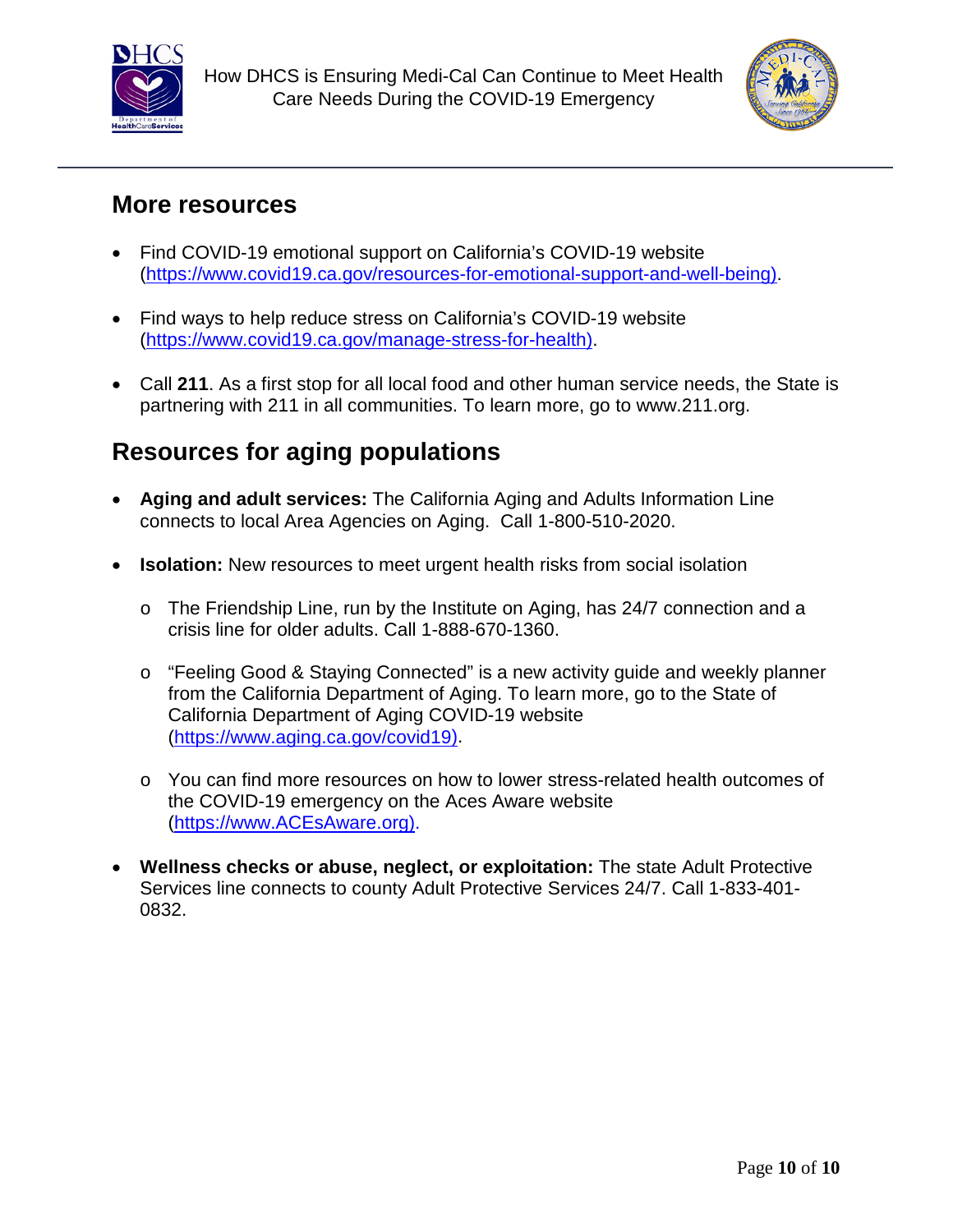## More resources

- Find COVID-19 emotional support on California's COVID-19 website (https://www.covid19.ca.gov/resources-for-emotional-support-and-well-being).
- Find ways to help reduce stress on California's COVID-19 website (https://www.covid19.ca.gov/manage-stress-for-health).
- Call **211**. As a first stop for all local food and other human service needs, the State is partnering with 211 in all communities. To learn more, go to www.211.org.

## Resources for aging populations

- **Aging and adult services:** The California Aging and Adults Information Line connects to local Area Agencies on Aging. Call 1-800-510-2020.
- **Isolation:** New resources to meet urgent health risks from social isolation
  - The Friendship Line, run by the Institute on Aging, has 24/7 connection and a crisis line for older adults. Call 1-888-670-1360.
  - "Feeling Good & Staying Connected" is a new activity guide and weekly planner from the California Department of Aging. To learn more, go to the State of California Department of Aging COVID-19 website (https://www.aging.ca.gov/covid19).
  - You can find more resources on how to lower stress-related health outcomes of the COVID-19 emergency on the Aces Aware website (https://www.ACEsAware.org).
- **Wellness checks or abuse, neglect, or exploitation:** The state Adult Protective Services line connects to county Adult Protective Services 24/7. Call 1-833-401-0832.